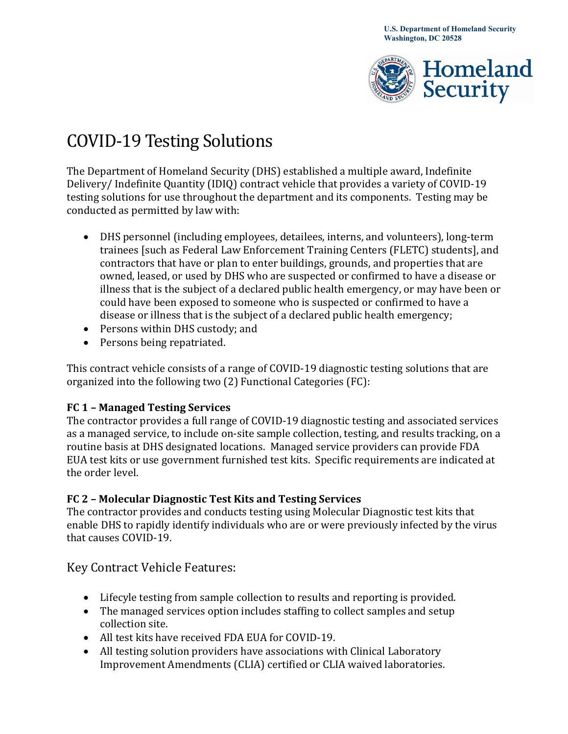U.S. Department of Homeland Security
Washington, DC 20528

Homeland Security

# COVID-19 Testing Solutions

The Department of Homeland Security (DHS) established a multiple award, Indefinite Delivery/ Indefinite Quantity (IDIQ) contract vehicle that provides a variety of COVID-19 testing solutions for use throughout the department and its components. Testing may be conducted as permitted by law with:

- DHS personnel (including employees, detailees, interns, and volunteers), long-term trainees [such as Federal Law Enforcement Training Centers (FLETC) students], and contractors that have or plan to enter buildings, grounds, and properties that are owned, leased, or used by DHS who are suspected or confirmed to have a disease or illness that is the subject of a declared public health emergency, or may have been or could have been exposed to someone who is suspected or confirmed to have a disease or illness that is the subject of a declared public health emergency;
- Persons within DHS custody; and
- Persons being repatriated.

This contract vehicle consists of a range of COVID-19 diagnostic testing solutions that are organized into the following two (2) Functional Categories (FC):

**FC 1 – Managed Testing Services**
The contractor provides a full range of COVID-19 diagnostic testing and associated services as a managed service, to include on-site sample collection, testing, and results tracking, on a routine basis at DHS designated locations. Managed service providers can provide FDA EUA test kits or use government furnished test kits. Specific requirements are indicated at the order level.

**FC 2 – Molecular Diagnostic Test Kits and Testing Services**
The contractor provides and conducts testing using Molecular Diagnostic test kits that enable DHS to rapidly identify individuals who are or were previously infected by the virus that causes COVID-19.

## Key Contract Vehicle Features:

- Lifecyle testing from sample collection to results and reporting is provided.
- The managed services option includes staffing to collect samples and setup collection site.
- All test kits have received FDA EUA for COVID-19.
- All testing solution providers have associations with Clinical Laboratory Improvement Amendments (CLIA) certified or CLIA waived laboratories.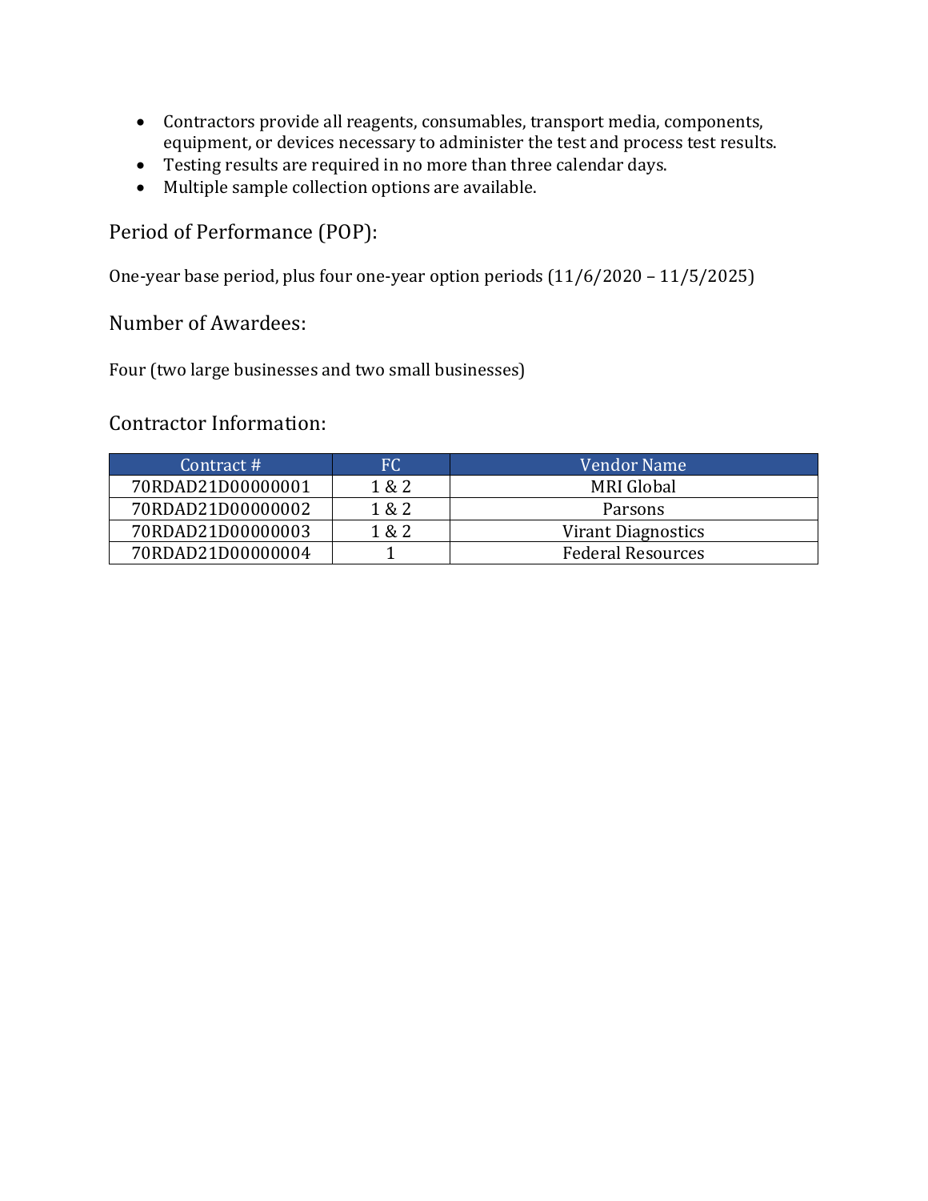- Contractors provide all reagents, consumables, transport media, components, equipment, or devices necessary to administer the test and process test results.
- Testing results are required in no more than three calendar days.
- Multiple sample collection options are available.

## Period of Performance (POP):

One-year base period, plus four one-year option periods (11/6/2020 – 11/5/2025)

## Number of Awardees:

Four (two large businesses and two small businesses)

## Contractor Information:

| Contract # | FC | Vendor Name |
|---|---|---|
| 70RDAD21D00000001 | 1 & 2 | MRI Global |
| 70RDAD21D00000002 | 1 & 2 | Parsons |
| 70RDAD21D00000003 | 1 & 2 | Virant Diagnostics |
| 70RDAD21D00000004 | 1 | Federal Resources |